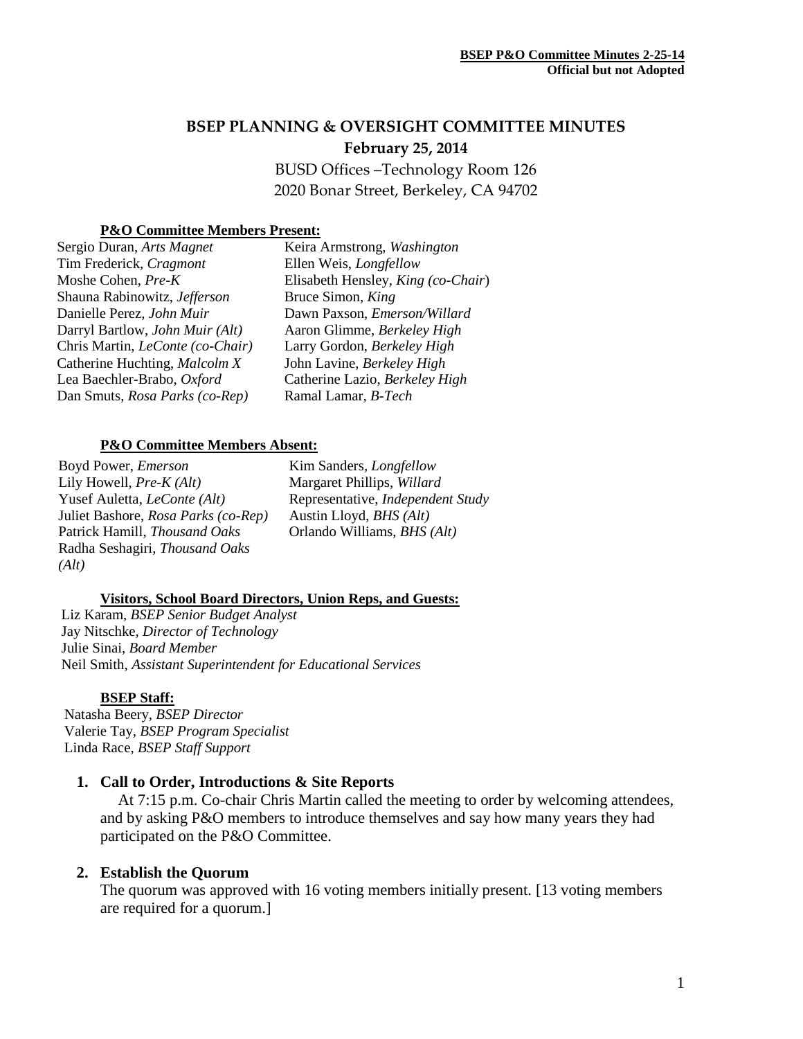**BSEP P&O Committee Minutes 2-25-14**
**Official but not Adopted**

# BSEP PLANNING & OVERSIGHT COMMITTEE MINUTES

**February 25, 2014**

BUSD Offices –Technology Room 126
2020 Bonar Street, Berkeley, CA 94702

### P&O Committee Members Present:

Sergio Duran, *Arts Magnet*
Tim Frederick, *Cragmont*
Moshe Cohen, *Pre-K*
Shauna Rabinowitz, *Jefferson*
Danielle Perez, *John Muir*
Darryl Bartlow, *John Muir (Alt)*
Chris Martin, *LeConte (co-Chair)*
Catherine Huchting, *Malcolm X*
Lea Baechler-Brabo, *Oxford*
Dan Smuts, *Rosa Parks (co-Rep)*
Keira Armstrong, *Washington*
Ellen Weis, *Longfellow*
Elisabeth Hensley, *King (co-Chair)*
Bruce Simon, *King*
Dawn Paxson, *Emerson/Willard*
Aaron Glimme, *Berkeley High*
Larry Gordon, *Berkeley High*
John Lavine, *Berkeley High*
Catherine Lazio, *Berkeley High*
Ramal Lamar, *B-Tech*

### P&O Committee Members Absent:

Boyd Power, *Emerson*
Lily Howell, *Pre-K (Alt)*
Yusef Auletta, *LeConte (Alt)*
Juliet Bashore, *Rosa Parks (co-Rep)*
Patrick Hamill, *Thousand Oaks*
Radha Seshagiri, *Thousand Oaks (Alt)*
Kim Sanders, *Longfellow*
Margaret Phillips, *Willard*
Representative, *Independent Study*
Austin Lloyd, *BHS (Alt)*
Orlando Williams, *BHS (Alt)*

### Visitors, School Board Directors, Union Reps, and Guests:

Liz Karam, *BSEP Senior Budget Analyst*
Jay Nitschke, *Director of Technology*
Julie Sinai, *Board Member*
Neil Smith, *Assistant Superintendent for Educational Services*

### BSEP Staff:

Natasha Beery, *BSEP Director*
Valerie Tay, *BSEP Program Specialist*
Linda Race, *BSEP Staff Support*

## 1. Call to Order, Introductions & Site Reports

At 7:15 p.m. Co-chair Chris Martin called the meeting to order by welcoming attendees, and by asking P&O members to introduce themselves and say how many years they had participated on the P&O Committee.

## 2. Establish the Quorum

The quorum was approved with 16 voting members initially present. [13 voting members are required for a quorum.]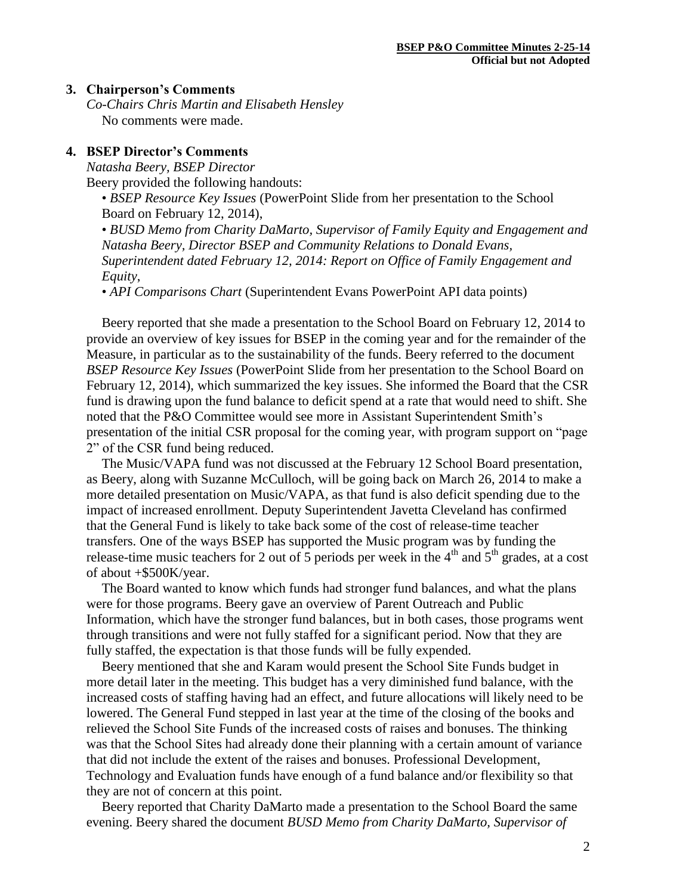**3. Chairperson's Comments**

*Co-Chairs Chris Martin and Elisabeth Hensley*

No comments were made.

**4. BSEP Director's Comments**

*Natasha Beery, BSEP Director*

Beery provided the following handouts:

- *BSEP Resource Key Issues* (PowerPoint Slide from her presentation to the School Board on February 12, 2014),
- *BUSD Memo from Charity DaMarto, Supervisor of Family Equity and Engagement and Natasha Beery, Director BSEP and Community Relations to Donald Evans, Superintendent dated February 12, 2014: Report on Office of Family Engagement and Equity*,
- *API Comparisons Chart* (Superintendent Evans PowerPoint API data points)

Beery reported that she made a presentation to the School Board on February 12, 2014 to provide an overview of key issues for BSEP in the coming year and for the remainder of the Measure, in particular as to the sustainability of the funds. Beery referred to the document *BSEP Resource Key Issues* (PowerPoint Slide from her presentation to the School Board on February 12, 2014), which summarized the key issues. She informed the Board that the CSR fund is drawing upon the fund balance to deficit spend at a rate that would need to shift. She noted that the P&O Committee would see more in Assistant Superintendent Smith's presentation of the initial CSR proposal for the coming year, with program support on "page 2" of the CSR fund being reduced.

The Music/VAPA fund was not discussed at the February 12 School Board presentation, as Beery, along with Suzanne McCulloch, will be going back on March 26, 2014 to make a more detailed presentation on Music/VAPA, as that fund is also deficit spending due to the impact of increased enrollment. Deputy Superintendent Javetta Cleveland has confirmed that the General Fund is likely to take back some of the cost of release-time teacher transfers. One of the ways BSEP has supported the Music program was by funding the release-time music teachers for 2 out of 5 periods per week in the 4th and 5th grades, at a cost of about +$500K/year.

The Board wanted to know which funds had stronger fund balances, and what the plans were for those programs. Beery gave an overview of Parent Outreach and Public Information, which have the stronger fund balances, but in both cases, those programs went through transitions and were not fully staffed for a significant period. Now that they are fully staffed, the expectation is that those funds will be fully expended.

Beery mentioned that she and Karam would present the School Site Funds budget in more detail later in the meeting. This budget has a very diminished fund balance, with the increased costs of staffing having had an effect, and future allocations will likely need to be lowered. The General Fund stepped in last year at the time of the closing of the books and relieved the School Site Funds of the increased costs of raises and bonuses. The thinking was that the School Sites had already done their planning with a certain amount of variance that did not include the extent of the raises and bonuses. Professional Development, Technology and Evaluation funds have enough of a fund balance and/or flexibility so that they are not of concern at this point.

Beery reported that Charity DaMarto made a presentation to the School Board the same evening. Beery shared the document *BUSD Memo from Charity DaMarto, Supervisor of*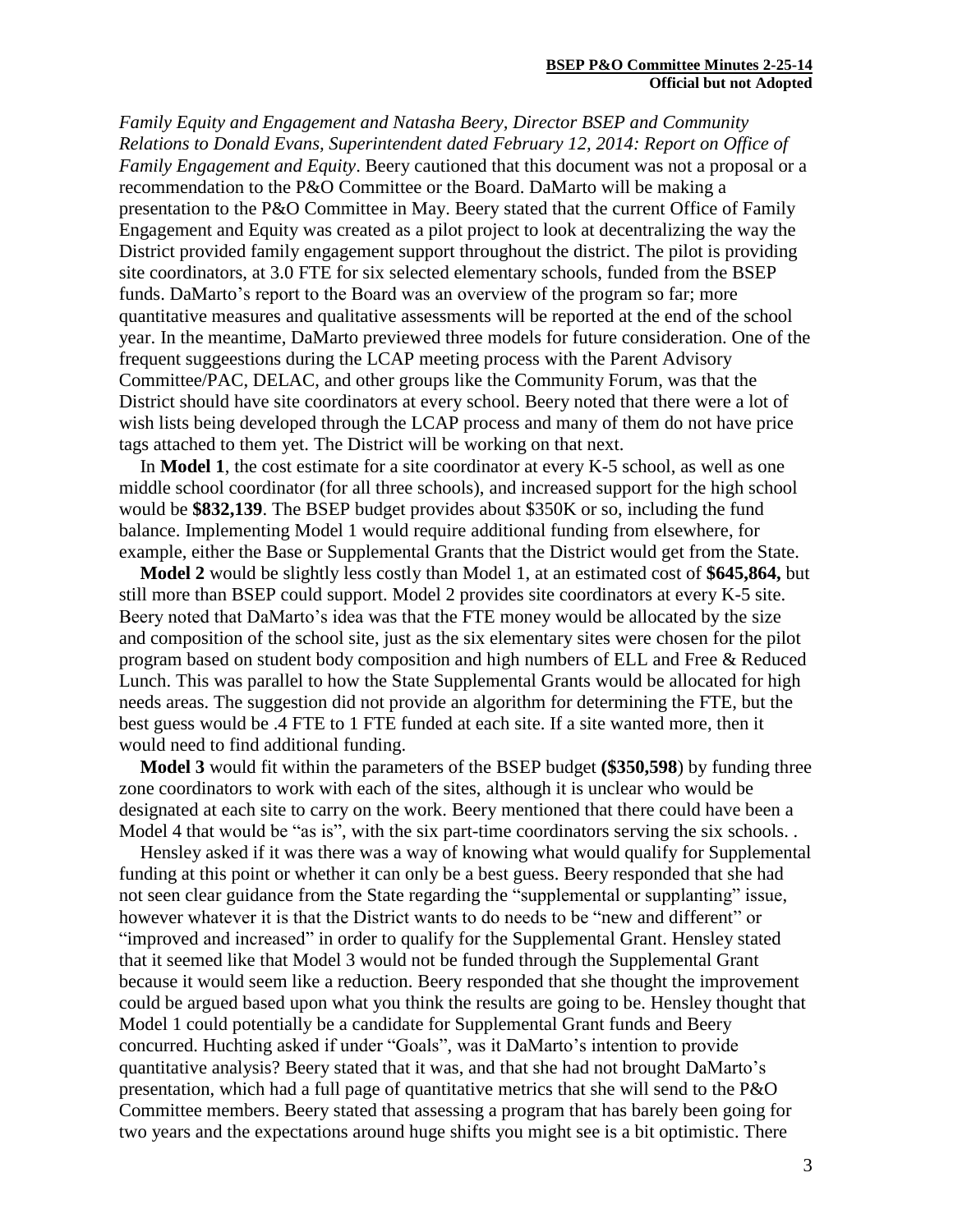*Family Equity and Engagement and Natasha Beery, Director BSEP and Community Relations to Donald Evans, Superintendent dated February 12, 2014: Report on Office of Family Engagement and Equity*. Beery cautioned that this document was not a proposal or a recommendation to the P&O Committee or the Board. DaMarto will be making a presentation to the P&O Committee in May. Beery stated that the current Office of Family Engagement and Equity was created as a pilot project to look at decentralizing the way the District provided family engagement support throughout the district. The pilot is providing site coordinators, at 3.0 FTE for six selected elementary schools, funded from the BSEP funds. DaMarto's report to the Board was an overview of the program so far; more quantitative measures and qualitative assessments will be reported at the end of the school year. In the meantime, DaMarto previewed three models for future consideration. One of the frequent suggeestions during the LCAP meeting process with the Parent Advisory Committee/PAC, DELAC, and other groups like the Community Forum, was that the District should have site coordinators at every school. Beery noted that there were a lot of wish lists being developed through the LCAP process and many of them do not have price tags attached to them yet. The District will be working on that next.

In **Model 1**, the cost estimate for a site coordinator at every K-5 school, as well as one middle school coordinator (for all three schools), and increased support for the high school would be **$832,139**. The BSEP budget provides about $350K or so, including the fund balance. Implementing Model 1 would require additional funding from elsewhere, for example, either the Base or Supplemental Grants that the District would get from the State.

**Model 2** would be slightly less costly than Model 1, at an estimated cost of **$645,864,** but still more than BSEP could support. Model 2 provides site coordinators at every K-5 site. Beery noted that DaMarto's idea was that the FTE money would be allocated by the size and composition of the school site, just as the six elementary sites were chosen for the pilot program based on student body composition and high numbers of ELL and Free & Reduced Lunch. This was parallel to how the State Supplemental Grants would be allocated for high needs areas. The suggestion did not provide an algorithm for determining the FTE, but the best guess would be .4 FTE to 1 FTE funded at each site. If a site wanted more, then it would need to find additional funding.

**Model 3** would fit within the parameters of the BSEP budget **($350,598**) by funding three zone coordinators to work with each of the sites, although it is unclear who would be designated at each site to carry on the work. Beery mentioned that there could have been a Model 4 that would be "as is", with the six part-time coordinators serving the six schools. .

Hensley asked if it was there was a way of knowing what would qualify for Supplemental funding at this point or whether it can only be a best guess. Beery responded that she had not seen clear guidance from the State regarding the "supplemental or supplanting" issue, however whatever it is that the District wants to do needs to be "new and different" or "improved and increased" in order to qualify for the Supplemental Grant. Hensley stated that it seemed like that Model 3 would not be funded through the Supplemental Grant because it would seem like a reduction. Beery responded that she thought the improvement could be argued based upon what you think the results are going to be. Hensley thought that Model 1 could potentially be a candidate for Supplemental Grant funds and Beery concurred. Huchting asked if under "Goals", was it DaMarto's intention to provide quantitative analysis? Beery stated that it was, and that she had not brought DaMarto's presentation, which had a full page of quantitative metrics that she will send to the P&O Committee members. Beery stated that assessing a program that has barely been going for two years and the expectations around huge shifts you might see is a bit optimistic. There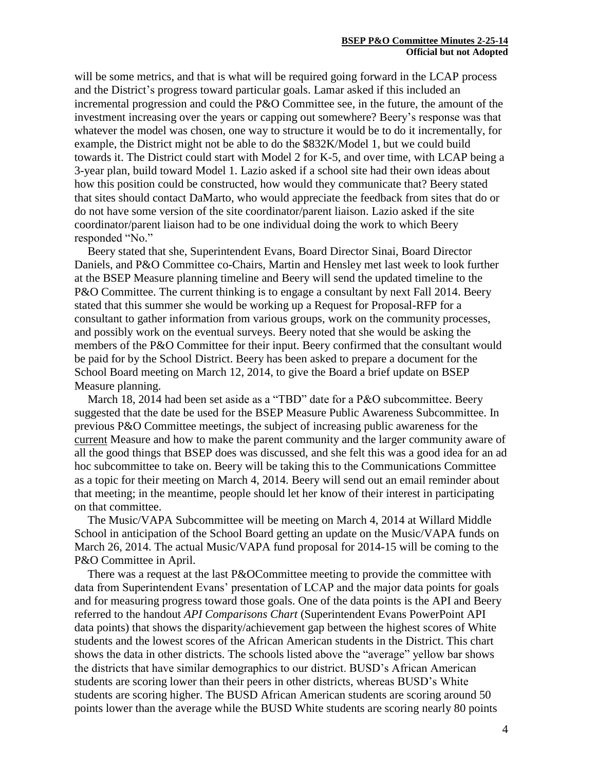will be some metrics, and that is what will be required going forward in the LCAP process and the District's progress toward particular goals. Lamar asked if this included an incremental progression and could the P&O Committee see, in the future, the amount of the investment increasing over the years or capping out somewhere? Beery's response was that whatever the model was chosen, one way to structure it would be to do it incrementally, for example, the District might not be able to do the $832K/Model 1, but we could build towards it. The District could start with Model 2 for K-5, and over time, with LCAP being a 3-year plan, build toward Model 1. Lazio asked if a school site had their own ideas about how this position could be constructed, how would they communicate that? Beery stated that sites should contact DaMarto, who would appreciate the feedback from sites that do or do not have some version of the site coordinator/parent liaison. Lazio asked if the site coordinator/parent liaison had to be one individual doing the work to which Beery responded "No."

Beery stated that she, Superintendent Evans, Board Director Sinai, Board Director Daniels, and P&O Committee co-Chairs, Martin and Hensley met last week to look further at the BSEP Measure planning timeline and Beery will send the updated timeline to the P&O Committee. The current thinking is to engage a consultant by next Fall 2014. Beery stated that this summer she would be working up a Request for Proposal-RFP for a consultant to gather information from various groups, work on the community processes, and possibly work on the eventual surveys. Beery noted that she would be asking the members of the P&O Committee for their input. Beery confirmed that the consultant would be paid for by the School District. Beery has been asked to prepare a document for the School Board meeting on March 12, 2014, to give the Board a brief update on BSEP Measure planning.

March 18, 2014 had been set aside as a "TBD" date for a P&O subcommittee. Beery suggested that the date be used for the BSEP Measure Public Awareness Subcommittee. In previous P&O Committee meetings, the subject of increasing public awareness for the current Measure and how to make the parent community and the larger community aware of all the good things that BSEP does was discussed, and she felt this was a good idea for an ad hoc subcommittee to take on. Beery will be taking this to the Communications Committee as a topic for their meeting on March 4, 2014. Beery will send out an email reminder about that meeting; in the meantime, people should let her know of their interest in participating on that committee.

The Music/VAPA Subcommittee will be meeting on March 4, 2014 at Willard Middle School in anticipation of the School Board getting an update on the Music/VAPA funds on March 26, 2014. The actual Music/VAPA fund proposal for 2014-15 will be coming to the P&O Committee in April.

There was a request at the last P&OCommittee meeting to provide the committee with data from Superintendent Evans' presentation of LCAP and the major data points for goals and for measuring progress toward those goals. One of the data points is the API and Beery referred to the handout *API Comparisons Chart* (Superintendent Evans PowerPoint API data points) that shows the disparity/achievement gap between the highest scores of White students and the lowest scores of the African American students in the District. This chart shows the data in other districts. The schools listed above the "average" yellow bar shows the districts that have similar demographics to our district. BUSD's African American students are scoring lower than their peers in other districts, whereas BUSD's White students are scoring higher. The BUSD African American students are scoring around 50 points lower than the average while the BUSD White students are scoring nearly 80 points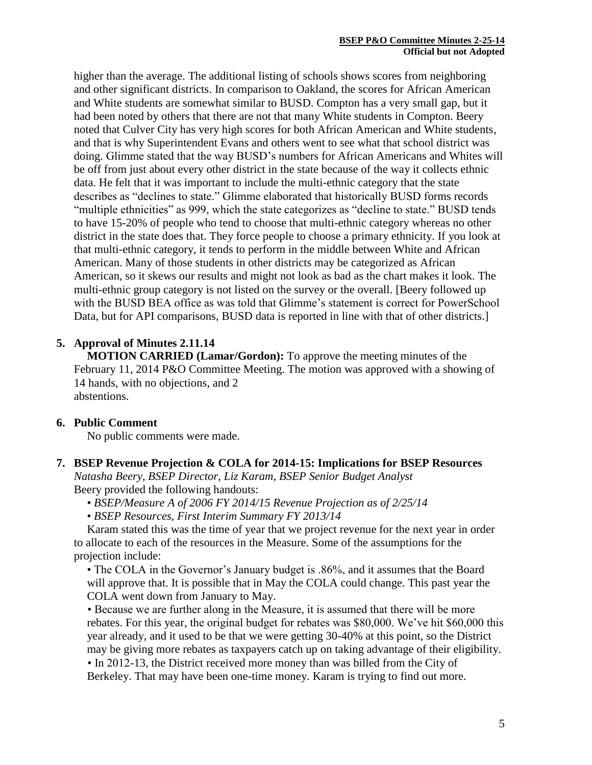higher than the average. The additional listing of schools shows scores from neighboring and other significant districts. In comparison to Oakland, the scores for African American and White students are somewhat similar to BUSD. Compton has a very small gap, but it had been noted by others that there are not that many White students in Compton. Beery noted that Culver City has very high scores for both African American and White students, and that is why Superintendent Evans and others went to see what that school district was doing. Glimme stated that the way BUSD's numbers for African Americans and Whites will be off from just about every other district in the state because of the way it collects ethnic data. He felt that it was important to include the multi-ethnic category that the state describes as "declines to state." Glimme elaborated that historically BUSD forms records "multiple ethnicities" as 999, which the state categorizes as "decline to state." BUSD tends to have 15-20% of people who tend to choose that multi-ethnic category whereas no other district in the state does that. They force people to choose a primary ethnicity. If you look at that multi-ethnic category, it tends to perform in the middle between White and African American. Many of those students in other districts may be categorized as African American, so it skews our results and might not look as bad as the chart makes it look. The multi-ethnic group category is not listed on the survey or the overall. [Beery followed up with the BUSD BEA office as was told that Glimme's statement is correct for PowerSchool Data, but for API comparisons, BUSD data is reported in line with that of other districts.]

**5. Approval of Minutes 2.11.14**

**MOTION CARRIED (Lamar/Gordon):** To approve the meeting minutes of the February 11, 2014 P&O Committee Meeting. The motion was approved with a showing of 14 hands, with no objections, and 2 abstentions.

**6. Public Comment**

No public comments were made.

**7. BSEP Revenue Projection & COLA for 2014-15: Implications for BSEP Resources**

*Natasha Beery, BSEP Director, Liz Karam, BSEP Senior Budget Analyst*

Beery provided the following handouts:

- *BSEP/Measure A of 2006 FY 2014/15 Revenue Projection as of 2/25/14*
- *BSEP Resources, First Interim Summary FY 2013/14*

Karam stated this was the time of year that we project revenue for the next year in order to allocate to each of the resources in the Measure. Some of the assumptions for the projection include:

- The COLA in the Governor's January budget is .86%, and it assumes that the Board will approve that. It is possible that in May the COLA could change. This past year the COLA went down from January to May.
- Because we are further along in the Measure, it is assumed that there will be more rebates. For this year, the original budget for rebates was \$80,000. We've hit \$60,000 this year already, and it used to be that we were getting 30-40% at this point, so the District may be giving more rebates as taxpayers catch up on taking advantage of their eligibility.
- In 2012-13, the District received more money than was billed from the City of Berkeley. That may have been one-time money. Karam is trying to find out more.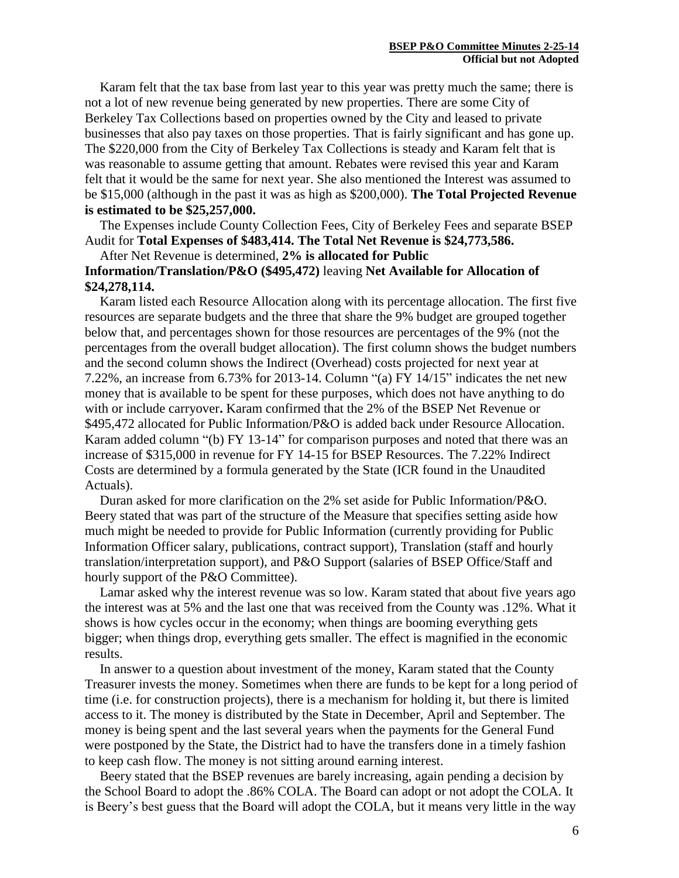Karam felt that the tax base from last year to this year was pretty much the same; there is not a lot of new revenue being generated by new properties. There are some City of Berkeley Tax Collections based on properties owned by the City and leased to private businesses that also pay taxes on those properties. That is fairly significant and has gone up. The $220,000 from the City of Berkeley Tax Collections is steady and Karam felt that is was reasonable to assume getting that amount. Rebates were revised this year and Karam felt that it would be the same for next year. She also mentioned the Interest was assumed to be $15,000 (although in the past it was as high as $200,000). **The Total Projected Revenue is estimated to be $25,257,000.**

The Expenses include County Collection Fees, City of Berkeley Fees and separate BSEP Audit for **Total Expenses of $483,414. The Total Net Revenue is $24,773,586.**

After Net Revenue is determined, **2% is allocated for Public Information/Translation/P&O ($495,472)** leaving **Net Available for Allocation of $24,278,114.**

Karam listed each Resource Allocation along with its percentage allocation. The first five resources are separate budgets and the three that share the 9% budget are grouped together below that, and percentages shown for those resources are percentages of the 9% (not the percentages from the overall budget allocation). The first column shows the budget numbers and the second column shows the Indirect (Overhead) costs projected for next year at 7.22%, an increase from 6.73% for 2013-14. Column "(a) FY 14/15" indicates the net new money that is available to be spent for these purposes, which does not have anything to do with or include carryover**.** Karam confirmed that the 2% of the BSEP Net Revenue or $495,472 allocated for Public Information/P&O is added back under Resource Allocation. Karam added column "(b) FY 13-14" for comparison purposes and noted that there was an increase of $315,000 in revenue for FY 14-15 for BSEP Resources. The 7.22% Indirect Costs are determined by a formula generated by the State (ICR found in the Unaudited Actuals).

Duran asked for more clarification on the 2% set aside for Public Information/P&O. Beery stated that was part of the structure of the Measure that specifies setting aside how much might be needed to provide for Public Information (currently providing for Public Information Officer salary, publications, contract support), Translation (staff and hourly translation/interpretation support), and P&O Support (salaries of BSEP Office/Staff and hourly support of the P&O Committee).

Lamar asked why the interest revenue was so low. Karam stated that about five years ago the interest was at 5% and the last one that was received from the County was .12%. What it shows is how cycles occur in the economy; when things are booming everything gets bigger; when things drop, everything gets smaller. The effect is magnified in the economic results.

In answer to a question about investment of the money, Karam stated that the County Treasurer invests the money. Sometimes when there are funds to be kept for a long period of time (i.e. for construction projects), there is a mechanism for holding it, but there is limited access to it. The money is distributed by the State in December, April and September. The money is being spent and the last several years when the payments for the General Fund were postponed by the State, the District had to have the transfers done in a timely fashion to keep cash flow. The money is not sitting around earning interest.

Beery stated that the BSEP revenues are barely increasing, again pending a decision by the School Board to adopt the .86% COLA. The Board can adopt or not adopt the COLA. It is Beery's best guess that the Board will adopt the COLA, but it means very little in the way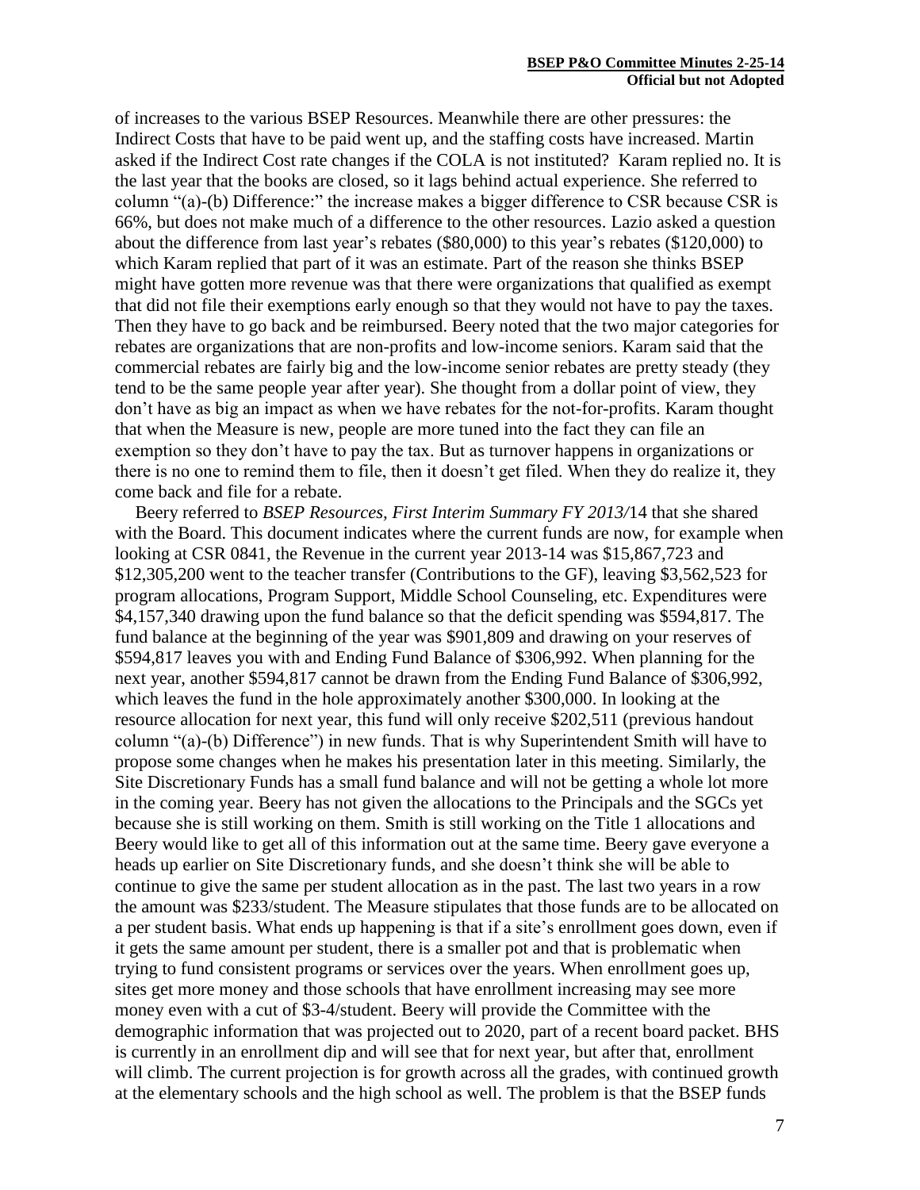of increases to the various BSEP Resources. Meanwhile there are other pressures: the Indirect Costs that have to be paid went up, and the staffing costs have increased. Martin asked if the Indirect Cost rate changes if the COLA is not instituted? Karam replied no. It is the last year that the books are closed, so it lags behind actual experience. She referred to column "(a)-(b) Difference:" the increase makes a bigger difference to CSR because CSR is 66%, but does not make much of a difference to the other resources. Lazio asked a question about the difference from last year's rebates ($80,000) to this year's rebates ($120,000) to which Karam replied that part of it was an estimate. Part of the reason she thinks BSEP might have gotten more revenue was that there were organizations that qualified as exempt that did not file their exemptions early enough so that they would not have to pay the taxes. Then they have to go back and be reimbursed. Beery noted that the two major categories for rebates are organizations that are non-profits and low-income seniors. Karam said that the commercial rebates are fairly big and the low-income senior rebates are pretty steady (they tend to be the same people year after year). She thought from a dollar point of view, they don't have as big an impact as when we have rebates for the not-for-profits. Karam thought that when the Measure is new, people are more tuned into the fact they can file an exemption so they don't have to pay the tax. But as turnover happens in organizations or there is no one to remind them to file, then it doesn't get filed. When they do realize it, they come back and file for a rebate.

Beery referred to *BSEP Resources, First Interim Summary FY 2013/*14 that she shared with the Board. This document indicates where the current funds are now, for example when looking at CSR 0841, the Revenue in the current year 2013-14 was $15,867,723 and $12,305,200 went to the teacher transfer (Contributions to the GF), leaving $3,562,523 for program allocations, Program Support, Middle School Counseling, etc. Expenditures were $4,157,340 drawing upon the fund balance so that the deficit spending was $594,817. The fund balance at the beginning of the year was $901,809 and drawing on your reserves of $594,817 leaves you with and Ending Fund Balance of $306,992. When planning for the next year, another $594,817 cannot be drawn from the Ending Fund Balance of $306,992, which leaves the fund in the hole approximately another $300,000. In looking at the resource allocation for next year, this fund will only receive $202,511 (previous handout column "(a)-(b) Difference") in new funds. That is why Superintendent Smith will have to propose some changes when he makes his presentation later in this meeting. Similarly, the Site Discretionary Funds has a small fund balance and will not be getting a whole lot more in the coming year. Beery has not given the allocations to the Principals and the SGCs yet because she is still working on them. Smith is still working on the Title 1 allocations and Beery would like to get all of this information out at the same time. Beery gave everyone a heads up earlier on Site Discretionary funds, and she doesn't think she will be able to continue to give the same per student allocation as in the past. The last two years in a row the amount was $233/student. The Measure stipulates that those funds are to be allocated on a per student basis. What ends up happening is that if a site's enrollment goes down, even if it gets the same amount per student, there is a smaller pot and that is problematic when trying to fund consistent programs or services over the years. When enrollment goes up, sites get more money and those schools that have enrollment increasing may see more money even with a cut of $3-4/student. Beery will provide the Committee with the demographic information that was projected out to 2020, part of a recent board packet. BHS is currently in an enrollment dip and will see that for next year, but after that, enrollment will climb. The current projection is for growth across all the grades, with continued growth at the elementary schools and the high school as well. The problem is that the BSEP funds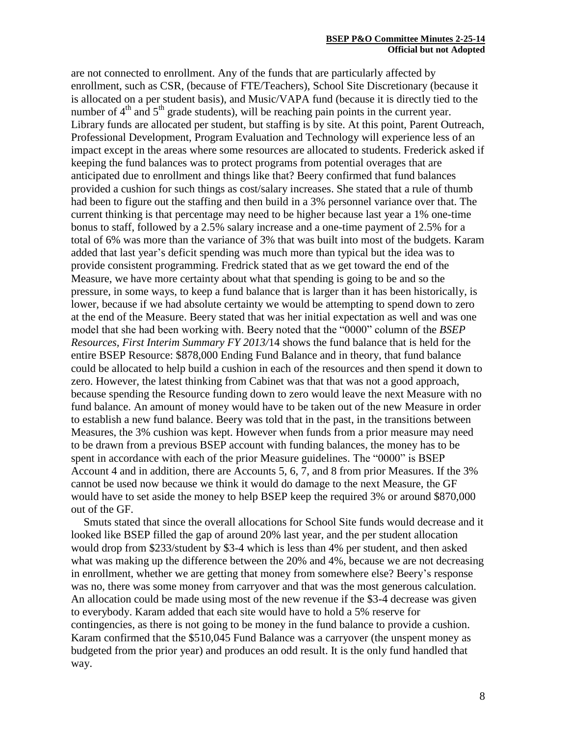are not connected to enrollment. Any of the funds that are particularly affected by enrollment, such as CSR, (because of FTE/Teachers), School Site Discretionary (because it is allocated on a per student basis), and Music/VAPA fund (because it is directly tied to the number of 4th and 5th grade students), will be reaching pain points in the current year. Library funds are allocated per student, but staffing is by site. At this point, Parent Outreach, Professional Development, Program Evaluation and Technology will experience less of an impact except in the areas where some resources are allocated to students. Frederick asked if keeping the fund balances was to protect programs from potential overages that are anticipated due to enrollment and things like that? Beery confirmed that fund balances provided a cushion for such things as cost/salary increases. She stated that a rule of thumb had been to figure out the staffing and then build in a 3% personnel variance over that. The current thinking is that percentage may need to be higher because last year a 1% one-time bonus to staff, followed by a 2.5% salary increase and a one-time payment of 2.5% for a total of 6% was more than the variance of 3% that was built into most of the budgets. Karam added that last year's deficit spending was much more than typical but the idea was to provide consistent programming. Fredrick stated that as we get toward the end of the Measure, we have more certainty about what that spending is going to be and so the pressure, in some ways, to keep a fund balance that is larger than it has been historically, is lower, because if we had absolute certainty we would be attempting to spend down to zero at the end of the Measure. Beery stated that was her initial expectation as well and was one model that she had been working with. Beery noted that the "0000" column of the *BSEP Resources, First Interim Summary FY 2013/*14 shows the fund balance that is held for the entire BSEP Resource: $878,000 Ending Fund Balance and in theory, that fund balance could be allocated to help build a cushion in each of the resources and then spend it down to zero. However, the latest thinking from Cabinet was that that was not a good approach, because spending the Resource funding down to zero would leave the next Measure with no fund balance. An amount of money would have to be taken out of the new Measure in order to establish a new fund balance. Beery was told that in the past, in the transitions between Measures, the 3% cushion was kept. However when funds from a prior measure may need to be drawn from a previous BSEP account with funding balances, the money has to be spent in accordance with each of the prior Measure guidelines. The "0000" is BSEP Account 4 and in addition, there are Accounts 5, 6, 7, and 8 from prior Measures. If the 3% cannot be used now because we think it would do damage to the next Measure, the GF would have to set aside the money to help BSEP keep the required 3% or around $870,000 out of the GF.

Smuts stated that since the overall allocations for School Site funds would decrease and it looked like BSEP filled the gap of around 20% last year, and the per student allocation would drop from $233/student by $3-4 which is less than 4% per student, and then asked what was making up the difference between the 20% and 4%, because we are not decreasing in enrollment, whether we are getting that money from somewhere else? Beery's response was no, there was some money from carryover and that was the most generous calculation. An allocation could be made using most of the new revenue if the $3-4 decrease was given to everybody. Karam added that each site would have to hold a 5% reserve for contingencies, as there is not going to be money in the fund balance to provide a cushion. Karam confirmed that the $510,045 Fund Balance was a carryover (the unspent money as budgeted from the prior year) and produces an odd result. It is the only fund handled that way.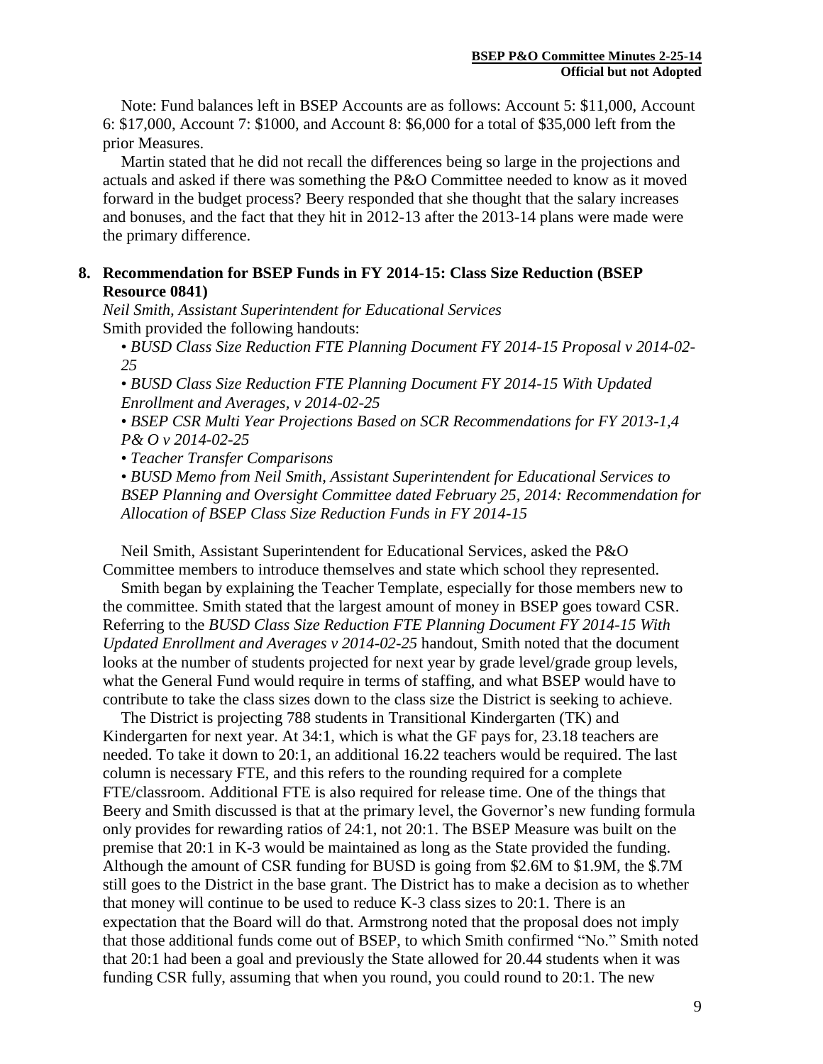Note: Fund balances left in BSEP Accounts are as follows: Account 5: $11,000, Account 6: $17,000, Account 7: $1000, and Account 8: $6,000 for a total of $35,000 left from the prior Measures.

Martin stated that he did not recall the differences being so large in the projections and actuals and asked if there was something the P&O Committee needed to know as it moved forward in the budget process? Beery responded that she thought that the salary increases and bonuses, and the fact that they hit in 2012-13 after the 2013-14 plans were made were the primary difference.

## 8. Recommendation for BSEP Funds in FY 2014-15: Class Size Reduction (BSEP Resource 0841)

*Neil Smith, Assistant Superintendent for Educational Services*

Smith provided the following handouts:

- *BUSD Class Size Reduction FTE Planning Document FY 2014-15 Proposal v 2014-02-25*
- *BUSD Class Size Reduction FTE Planning Document FY 2014-15 With Updated Enrollment and Averages, v 2014-02-25*
- *BSEP CSR Multi Year Projections Based on SCR Recommendations for FY 2013-1,4 P& O v 2014-02-25*
- *Teacher Transfer Comparisons*
- *BUSD Memo from Neil Smith, Assistant Superintendent for Educational Services to BSEP Planning and Oversight Committee dated February 25, 2014: Recommendation for Allocation of BSEP Class Size Reduction Funds in FY 2014-15*

Neil Smith, Assistant Superintendent for Educational Services, asked the P&O Committee members to introduce themselves and state which school they represented.

Smith began by explaining the Teacher Template, especially for those members new to the committee. Smith stated that the largest amount of money in BSEP goes toward CSR. Referring to the *BUSD Class Size Reduction FTE Planning Document FY 2014-15 With Updated Enrollment and Averages v 2014-02-25* handout, Smith noted that the document looks at the number of students projected for next year by grade level/grade group levels, what the General Fund would require in terms of staffing, and what BSEP would have to contribute to take the class sizes down to the class size the District is seeking to achieve.

The District is projecting 788 students in Transitional Kindergarten (TK) and Kindergarten for next year. At 34:1, which is what the GF pays for, 23.18 teachers are needed. To take it down to 20:1, an additional 16.22 teachers would be required. The last column is necessary FTE, and this refers to the rounding required for a complete FTE/classroom. Additional FTE is also required for release time. One of the things that Beery and Smith discussed is that at the primary level, the Governor's new funding formula only provides for rewarding ratios of 24:1, not 20:1. The BSEP Measure was built on the premise that 20:1 in K-3 would be maintained as long as the State provided the funding. Although the amount of CSR funding for BUSD is going from $2.6M to $1.9M, the $.7M still goes to the District in the base grant. The District has to make a decision as to whether that money will continue to be used to reduce K-3 class sizes to 20:1. There is an expectation that the Board will do that. Armstrong noted that the proposal does not imply that those additional funds come out of BSEP, to which Smith confirmed "No." Smith noted that 20:1 had been a goal and previously the State allowed for 20.44 students when it was funding CSR fully, assuming that when you round, you could round to 20:1. The new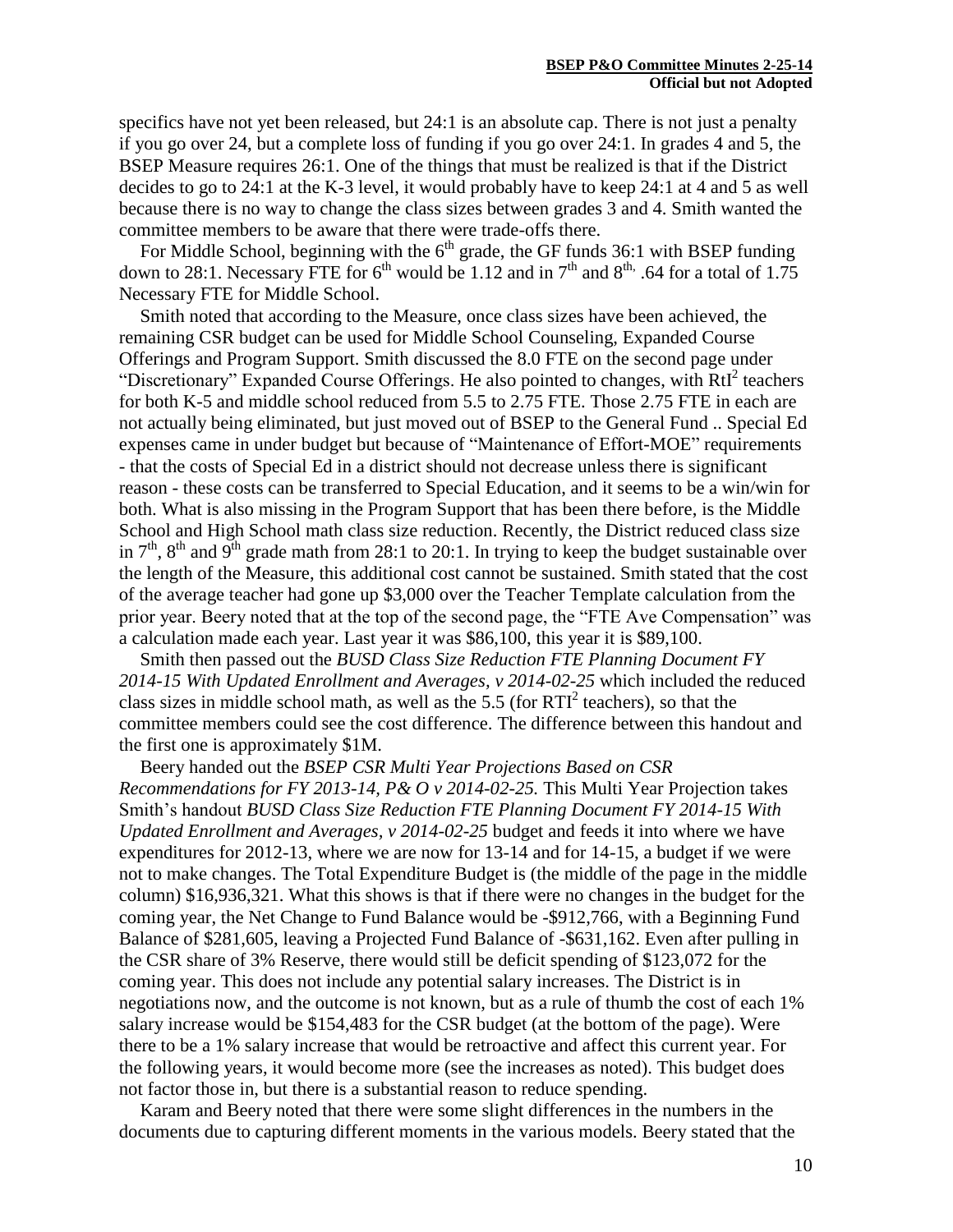specifics have not yet been released, but 24:1 is an absolute cap. There is not just a penalty if you go over 24, but a complete loss of funding if you go over 24:1. In grades 4 and 5, the BSEP Measure requires 26:1. One of the things that must be realized is that if the District decides to go to 24:1 at the K-3 level, it would probably have to keep 24:1 at 4 and 5 as well because there is no way to change the class sizes between grades 3 and 4. Smith wanted the committee members to be aware that there were trade-offs there.

For Middle School, beginning with the 6th grade, the GF funds 36:1 with BSEP funding down to 28:1. Necessary FTE for 6th would be 1.12 and in 7th and 8th, .64 for a total of 1.75 Necessary FTE for Middle School.

Smith noted that according to the Measure, once class sizes have been achieved, the remaining CSR budget can be used for Middle School Counseling, Expanded Course Offerings and Program Support. Smith discussed the 8.0 FTE on the second page under "Discretionary" Expanded Course Offerings. He also pointed to changes, with $RtI^2$ teachers for both K-5 and middle school reduced from 5.5 to 2.75 FTE. Those 2.75 FTE in each are not actually being eliminated, but just moved out of BSEP to the General Fund .. Special Ed expenses came in under budget but because of "Maintenance of Effort-MOE" requirements - that the costs of Special Ed in a district should not decrease unless there is significant reason - these costs can be transferred to Special Education, and it seems to be a win/win for both. What is also missing in the Program Support that has been there before, is the Middle School and High School math class size reduction. Recently, the District reduced class size in 7th, 8th and 9th grade math from 28:1 to 20:1. In trying to keep the budget sustainable over the length of the Measure, this additional cost cannot be sustained. Smith stated that the cost of the average teacher had gone up $3,000 over the Teacher Template calculation from the prior year. Beery noted that at the top of the second page, the "FTE Ave Compensation" was a calculation made each year. Last year it was $86,100, this year it is $89,100.

Smith then passed out the *BUSD Class Size Reduction FTE Planning Document FY 2014-15 With Updated Enrollment and Averages, v 2014-02-25* which included the reduced class sizes in middle school math, as well as the 5.5 (for $RTI^2$ teachers), so that the committee members could see the cost difference. The difference between this handout and the first one is approximately $1M.

Beery handed out the *BSEP CSR Multi Year Projections Based on CSR Recommendations for FY 2013-14, P& O v 2014-02-25.* This Multi Year Projection takes Smith's handout *BUSD Class Size Reduction FTE Planning Document FY 2014-15 With Updated Enrollment and Averages, v 2014-02-25* budget and feeds it into where we have expenditures for 2012-13, where we are now for 13-14 and for 14-15, a budget if we were not to make changes. The Total Expenditure Budget is (the middle of the page in the middle column) $16,936,321. What this shows is that if there were no changes in the budget for the coming year, the Net Change to Fund Balance would be -$912,766, with a Beginning Fund Balance of $281,605, leaving a Projected Fund Balance of -$631,162. Even after pulling in the CSR share of 3% Reserve, there would still be deficit spending of $123,072 for the coming year. This does not include any potential salary increases. The District is in negotiations now, and the outcome is not known, but as a rule of thumb the cost of each 1% salary increase would be $154,483 for the CSR budget (at the bottom of the page). Were there to be a 1% salary increase that would be retroactive and affect this current year. For the following years, it would become more (see the increases as noted). This budget does not factor those in, but there is a substantial reason to reduce spending.

Karam and Beery noted that there were some slight differences in the numbers in the documents due to capturing different moments in the various models. Beery stated that the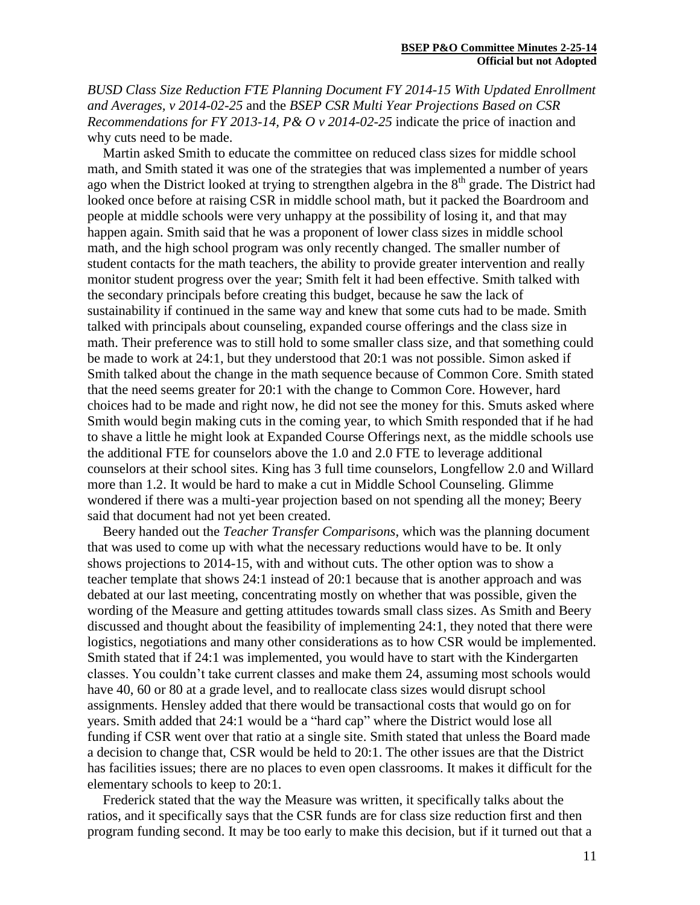*BUSD Class Size Reduction FTE Planning Document FY 2014-15 With Updated Enrollment and Averages, v 2014-02-25* and the *BSEP CSR Multi Year Projections Based on CSR Recommendations for FY 2013-14, P& O v 2014-02-25* indicate the price of inaction and why cuts need to be made.

Martin asked Smith to educate the committee on reduced class sizes for middle school math, and Smith stated it was one of the strategies that was implemented a number of years ago when the District looked at trying to strengthen algebra in the 8th grade. The District had looked once before at raising CSR in middle school math, but it packed the Boardroom and people at middle schools were very unhappy at the possibility of losing it, and that may happen again. Smith said that he was a proponent of lower class sizes in middle school math, and the high school program was only recently changed. The smaller number of student contacts for the math teachers, the ability to provide greater intervention and really monitor student progress over the year; Smith felt it had been effective. Smith talked with the secondary principals before creating this budget, because he saw the lack of sustainability if continued in the same way and knew that some cuts had to be made. Smith talked with principals about counseling, expanded course offerings and the class size in math. Their preference was to still hold to some smaller class size, and that something could be made to work at 24:1, but they understood that 20:1 was not possible. Simon asked if Smith talked about the change in the math sequence because of Common Core. Smith stated that the need seems greater for 20:1 with the change to Common Core. However, hard choices had to be made and right now, he did not see the money for this. Smuts asked where Smith would begin making cuts in the coming year, to which Smith responded that if he had to shave a little he might look at Expanded Course Offerings next, as the middle schools use the additional FTE for counselors above the 1.0 and 2.0 FTE to leverage additional counselors at their school sites. King has 3 full time counselors, Longfellow 2.0 and Willard more than 1.2. It would be hard to make a cut in Middle School Counseling. Glimme wondered if there was a multi-year projection based on not spending all the money; Beery said that document had not yet been created.

Beery handed out the *Teacher Transfer Comparisons*, which was the planning document that was used to come up with what the necessary reductions would have to be. It only shows projections to 2014-15, with and without cuts. The other option was to show a teacher template that shows 24:1 instead of 20:1 because that is another approach and was debated at our last meeting, concentrating mostly on whether that was possible, given the wording of the Measure and getting attitudes towards small class sizes. As Smith and Beery discussed and thought about the feasibility of implementing 24:1, they noted that there were logistics, negotiations and many other considerations as to how CSR would be implemented. Smith stated that if 24:1 was implemented, you would have to start with the Kindergarten classes. You couldn't take current classes and make them 24, assuming most schools would have 40, 60 or 80 at a grade level, and to reallocate class sizes would disrupt school assignments. Hensley added that there would be transactional costs that would go on for years. Smith added that 24:1 would be a "hard cap" where the District would lose all funding if CSR went over that ratio at a single site. Smith stated that unless the Board made a decision to change that, CSR would be held to 20:1. The other issues are that the District has facilities issues; there are no places to even open classrooms. It makes it difficult for the elementary schools to keep to 20:1.

Frederick stated that the way the Measure was written, it specifically talks about the ratios, and it specifically says that the CSR funds are for class size reduction first and then program funding second. It may be too early to make this decision, but if it turned out that a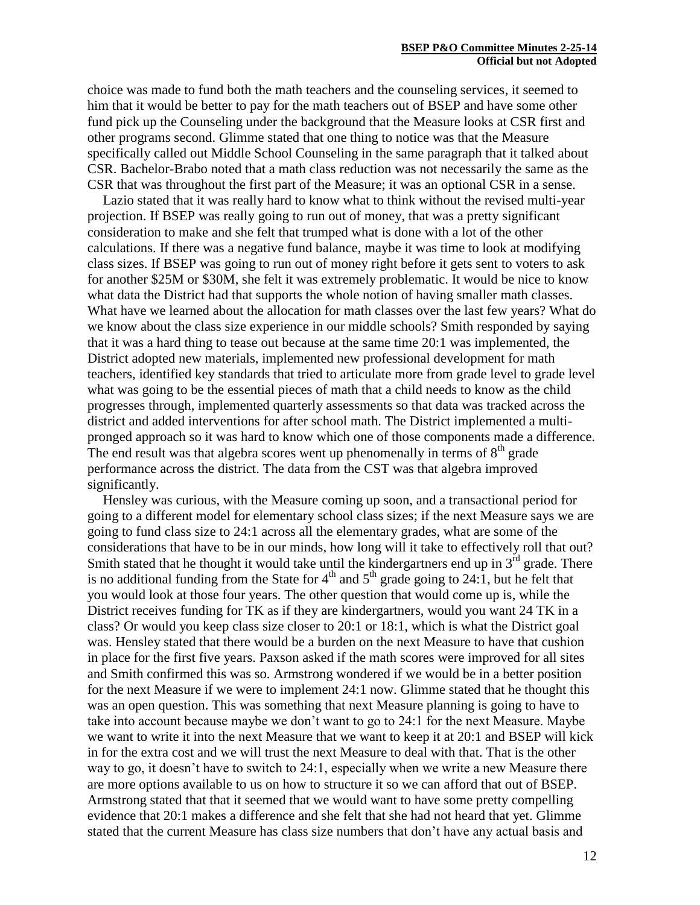choice was made to fund both the math teachers and the counseling services, it seemed to him that it would be better to pay for the math teachers out of BSEP and have some other fund pick up the Counseling under the background that the Measure looks at CSR first and other programs second. Glimme stated that one thing to notice was that the Measure specifically called out Middle School Counseling in the same paragraph that it talked about CSR. Bachelor-Brabo noted that a math class reduction was not necessarily the same as the CSR that was throughout the first part of the Measure; it was an optional CSR in a sense.

Lazio stated that it was really hard to know what to think without the revised multi-year projection. If BSEP was really going to run out of money, that was a pretty significant consideration to make and she felt that trumped what is done with a lot of the other calculations. If there was a negative fund balance, maybe it was time to look at modifying class sizes. If BSEP was going to run out of money right before it gets sent to voters to ask for another \$25M or \$30M, she felt it was extremely problematic. It would be nice to know what data the District had that supports the whole notion of having smaller math classes. What have we learned about the allocation for math classes over the last few years? What do we know about the class size experience in our middle schools? Smith responded by saying that it was a hard thing to tease out because at the same time 20:1 was implemented, the District adopted new materials, implemented new professional development for math teachers, identified key standards that tried to articulate more from grade level to grade level what was going to be the essential pieces of math that a child needs to know as the child progresses through, implemented quarterly assessments so that data was tracked across the district and added interventions for after school math. The District implemented a multi-pronged approach so it was hard to know which one of those components made a difference. The end result was that algebra scores went up phenomenally in terms of 8th grade performance across the district. The data from the CST was that algebra improved significantly.

Hensley was curious, with the Measure coming up soon, and a transactional period for going to a different model for elementary school class sizes; if the next Measure says we are going to fund class size to 24:1 across all the elementary grades, what are some of the considerations that have to be in our minds, how long will it take to effectively roll that out? Smith stated that he thought it would take until the kindergartners end up in 3rd grade. There is no additional funding from the State for 4th and 5th grade going to 24:1, but he felt that you would look at those four years. The other question that would come up is, while the District receives funding for TK as if they are kindergartners, would you want 24 TK in a class? Or would you keep class size closer to 20:1 or 18:1, which is what the District goal was. Hensley stated that there would be a burden on the next Measure to have that cushion in place for the first five years. Paxson asked if the math scores were improved for all sites and Smith confirmed this was so. Armstrong wondered if we would be in a better position for the next Measure if we were to implement 24:1 now. Glimme stated that he thought this was an open question. This was something that next Measure planning is going to have to take into account because maybe we don't want to go to 24:1 for the next Measure. Maybe we want to write it into the next Measure that we want to keep it at 20:1 and BSEP will kick in for the extra cost and we will trust the next Measure to deal with that. That is the other way to go, it doesn't have to switch to 24:1, especially when we write a new Measure there are more options available to us on how to structure it so we can afford that out of BSEP. Armstrong stated that that it seemed that we would want to have some pretty compelling evidence that 20:1 makes a difference and she felt that she had not heard that yet. Glimme stated that the current Measure has class size numbers that don't have any actual basis and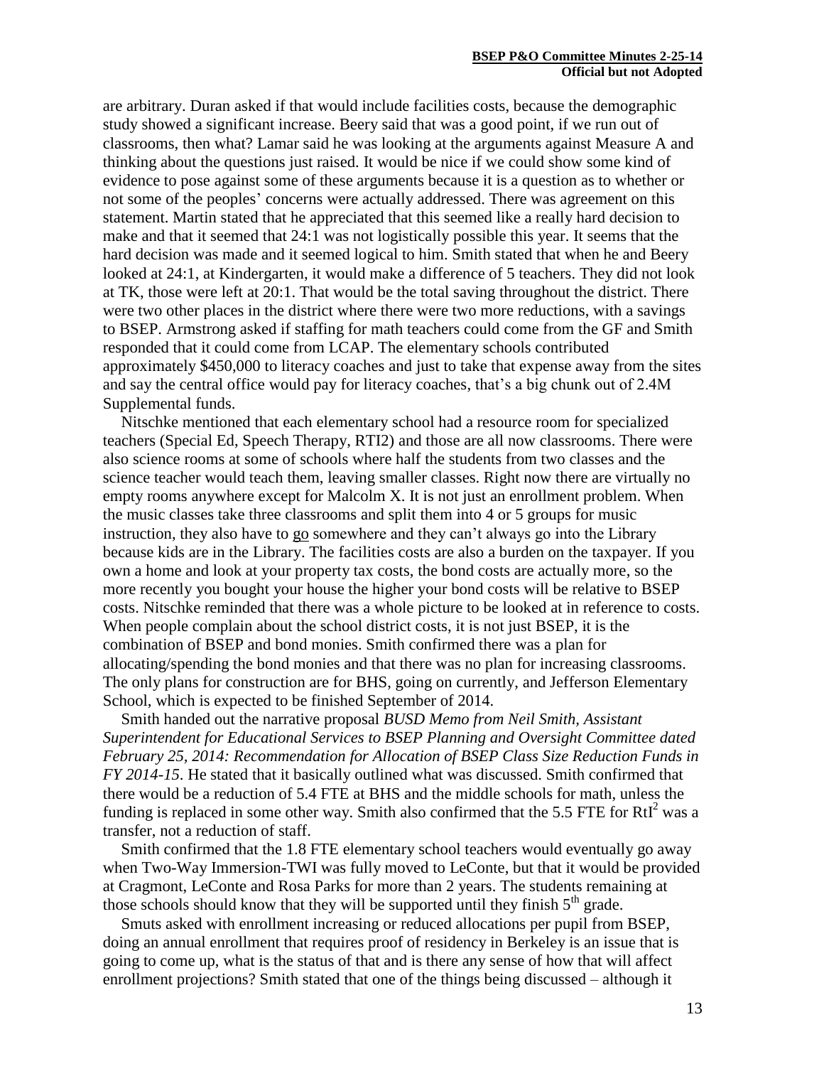are arbitrary. Duran asked if that would include facilities costs, because the demographic study showed a significant increase. Beery said that was a good point, if we run out of classrooms, then what? Lamar said he was looking at the arguments against Measure A and thinking about the questions just raised. It would be nice if we could show some kind of evidence to pose against some of these arguments because it is a question as to whether or not some of the peoples' concerns were actually addressed. There was agreement on this statement. Martin stated that he appreciated that this seemed like a really hard decision to make and that it seemed that 24:1 was not logistically possible this year. It seems that the hard decision was made and it seemed logical to him. Smith stated that when he and Beery looked at 24:1, at Kindergarten, it would make a difference of 5 teachers. They did not look at TK, those were left at 20:1. That would be the total saving throughout the district. There were two other places in the district where there were two more reductions, with a savings to BSEP. Armstrong asked if staffing for math teachers could come from the GF and Smith responded that it could come from LCAP. The elementary schools contributed approximately $450,000 to literacy coaches and just to take that expense away from the sites and say the central office would pay for literacy coaches, that's a big chunk out of 2.4M Supplemental funds.

Nitschke mentioned that each elementary school had a resource room for specialized teachers (Special Ed, Speech Therapy, RTI2) and those are all now classrooms. There were also science rooms at some of schools where half the students from two classes and the science teacher would teach them, leaving smaller classes. Right now there are virtually no empty rooms anywhere except for Malcolm X. It is not just an enrollment problem. When the music classes take three classrooms and split them into 4 or 5 groups for music instruction, they also have to go somewhere and they can't always go into the Library because kids are in the Library. The facilities costs are also a burden on the taxpayer. If you own a home and look at your property tax costs, the bond costs are actually more, so the more recently you bought your house the higher your bond costs will be relative to BSEP costs. Nitschke reminded that there was a whole picture to be looked at in reference to costs. When people complain about the school district costs, it is not just BSEP, it is the combination of BSEP and bond monies. Smith confirmed there was a plan for allocating/spending the bond monies and that there was no plan for increasing classrooms. The only plans for construction are for BHS, going on currently, and Jefferson Elementary School, which is expected to be finished September of 2014.

Smith handed out the narrative proposal *BUSD Memo from Neil Smith, Assistant Superintendent for Educational Services to BSEP Planning and Oversight Committee dated February 25, 2014: Recommendation for Allocation of BSEP Class Size Reduction Funds in FY 2014-15*. He stated that it basically outlined what was discussed. Smith confirmed that there would be a reduction of 5.4 FTE at BHS and the middle schools for math, unless the funding is replaced in some other way. Smith also confirmed that the 5.5 FTE for $RtI^2$ was a transfer, not a reduction of staff.

Smith confirmed that the 1.8 FTE elementary school teachers would eventually go away when Two-Way Immersion-TWI was fully moved to LeConte, but that it would be provided at Cragmont, LeConte and Rosa Parks for more than 2 years. The students remaining at those schools should know that they will be supported until they finish 5th grade.

Smuts asked with enrollment increasing or reduced allocations per pupil from BSEP, doing an annual enrollment that requires proof of residency in Berkeley is an issue that is going to come up, what is the status of that and is there any sense of how that will affect enrollment projections? Smith stated that one of the things being discussed – although it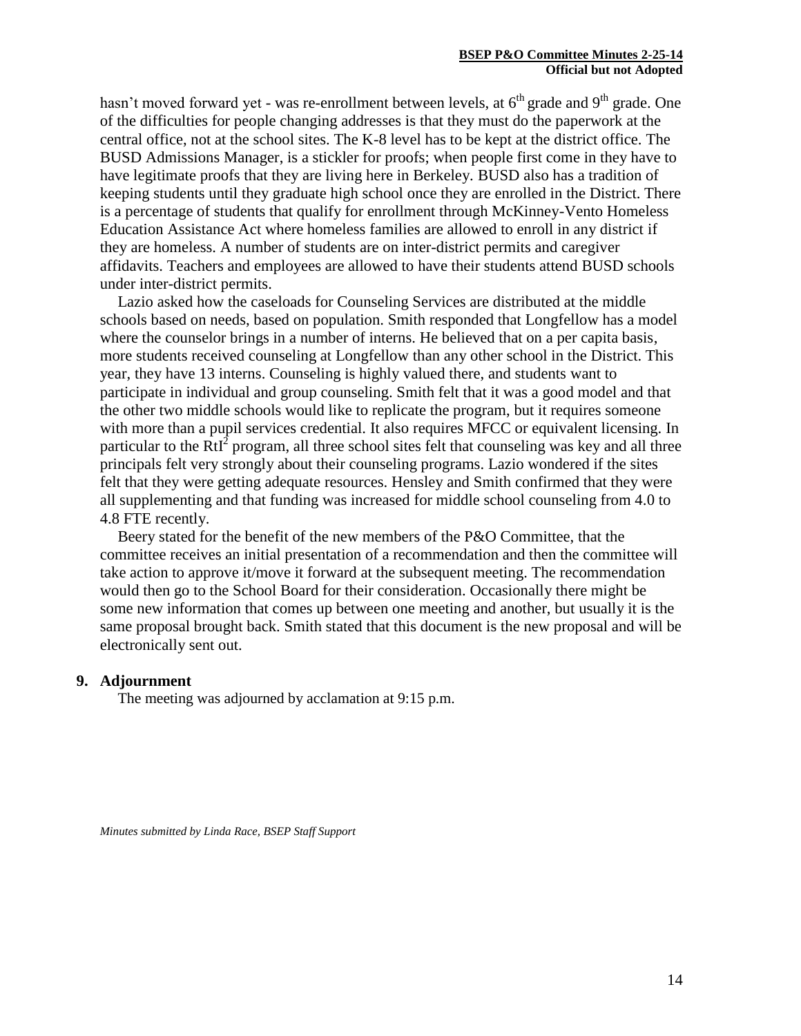hasn't moved forward yet - was re-enrollment between levels, at 6th grade and 9th grade. One of the difficulties for people changing addresses is that they must do the paperwork at the central office, not at the school sites. The K-8 level has to be kept at the district office. The BUSD Admissions Manager, is a stickler for proofs; when people first come in they have to have legitimate proofs that they are living here in Berkeley. BUSD also has a tradition of keeping students until they graduate high school once they are enrolled in the District. There is a percentage of students that qualify for enrollment through McKinney-Vento Homeless Education Assistance Act where homeless families are allowed to enroll in any district if they are homeless. A number of students are on inter-district permits and caregiver affidavits. Teachers and employees are allowed to have their students attend BUSD schools under inter-district permits.

Lazio asked how the caseloads for Counseling Services are distributed at the middle schools based on needs, based on population. Smith responded that Longfellow has a model where the counselor brings in a number of interns. He believed that on a per capita basis, more students received counseling at Longfellow than any other school in the District. This year, they have 13 interns. Counseling is highly valued there, and students want to participate in individual and group counseling. Smith felt that it was a good model and that the other two middle schools would like to replicate the program, but it requires someone with more than a pupil services credential. It also requires MFCC or equivalent licensing. In particular to the $RtI^2$ program, all three school sites felt that counseling was key and all three principals felt very strongly about their counseling programs. Lazio wondered if the sites felt that they were getting adequate resources. Hensley and Smith confirmed that they were all supplementing and that funding was increased for middle school counseling from 4.0 to 4.8 FTE recently.

Beery stated for the benefit of the new members of the P&O Committee, that the committee receives an initial presentation of a recommendation and then the committee will take action to approve it/move it forward at the subsequent meeting. The recommendation would then go to the School Board for their consideration. Occasionally there might be some new information that comes up between one meeting and another, but usually it is the same proposal brought back. Smith stated that this document is the new proposal and will be electronically sent out.

## 9. Adjournment

The meeting was adjourned by acclamation at 9:15 p.m.

*Minutes submitted by Linda Race, BSEP Staff Support*